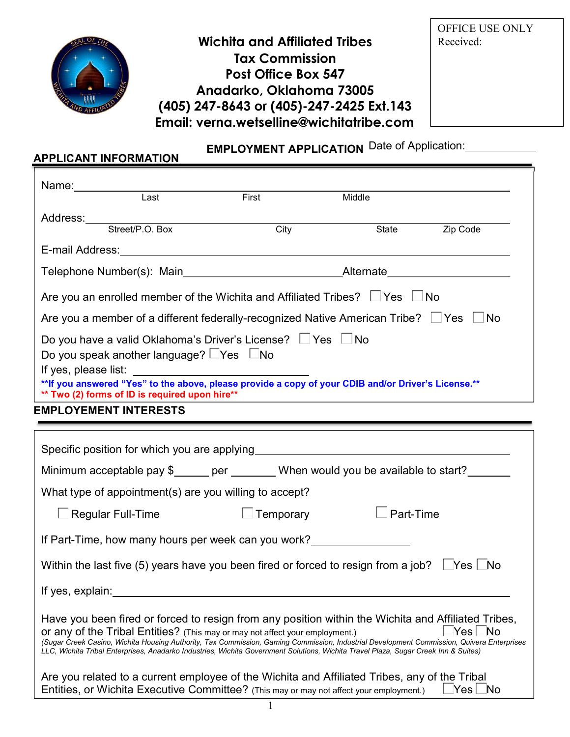# Wichita and Affiliated Tribes
## Tax Commission
**Post Office Box 547**
**Anadarko, Oklahoma 73005**
**(405) 247-8643 or (405)-247-2425 Ext.143**
**Email: verna.wetselline@wichitatribe.com**

OFFICE USE ONLY
Received:

**EMPLOYMENT APPLICATION** Date of Application:____________

## APPLICANT INFORMATION

Name:________________________________________________________________
Last First Middle

Address:______________________________________________________________
Street/P.O. Box City State Zip Code

E-mail Address:________________________________________________________

Telephone Number(s): Main__________________________Alternate____________________

Are you an enrolled member of the Wichita and Affiliated Tribes? ☐ Yes ☐ No

Are you a member of a different federally-recognized Native American Tribe? ☐ Yes ☐ No

Do you have a valid Oklahoma's Driver's License? ☐ Yes ☐ No

Do you speak another language? ☐ Yes ☐ No

If yes, please list: ______________________________

**\*\*If you answered "Yes" to the above, please provide a copy of your CDIB and/or Driver's License.\*\***

**\*\* Two (2) forms of ID is required upon hire\*\***

## EMPLOYEMENT INTERESTS

Specific position for which you are applying________________________________________

Minimum acceptable pay $______ per ________ When would you be available to start?_______

What type of appointment(s) are you willing to accept?

☐ Regular Full-Time ☐ Temporary ☐ Part-Time

If Part-Time, how many hours per week can you work?________________

Within the last five (5) years have you been fired or forced to resign from a job? ☐ Yes ☐ No

If yes, explain:____________________________________________________________

Have you been fired or forced to resign from any position within the Wichita and Affiliated Tribes, or any of the Tribal Entities? (This may or may not affect your employment.) ☐ Yes ☐ No

*(Sugar Creek Casino, Wichita Housing Authority, Tax Commission, Gaming Commission, Industrial Development Commission, Quivera Enterprises LLC, Wichita Tribal Enterprises, Anadarko Industries, Wichita Government Solutions, Wichita Travel Plaza, Sugar Creek Inn & Suites)*

Are you related to a current employee of the Wichita and Affiliated Tribes, any of the Tribal Entities, or Wichita Executive Committee? (This may or may not affect your employment.) ☐ Yes ☐ No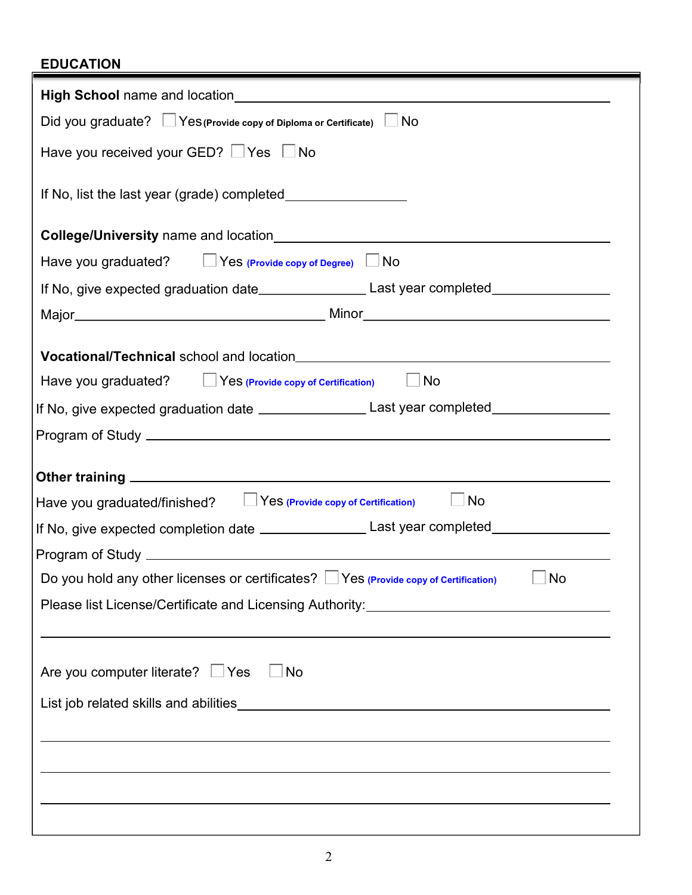## EDUCATION

**High School** name and location\_\_\_\_\_\_\_\_\_\_\_\_\_\_\_\_\_\_\_\_\_\_\_\_\_\_\_\_\_\_\_\_\_\_\_\_\_\_\_\_\_\_\_\_

Did you graduate? ☐ Yes **(Provide copy of Diploma or Certificate)** ☐ No

Have you received your GED? ☐ Yes ☐ No

If No, list the last year (grade) completed\_\_\_\_\_\_\_\_\_\_\_\_\_\_\_\_\_\_

**College/University** name and location\_\_\_\_\_\_\_\_\_\_\_\_\_\_\_\_\_\_\_\_\_\_\_\_\_\_\_\_\_\_\_\_\_\_\_\_\_\_\_\_\_\_\_\_

Have you graduated? ☐ Yes **(Provide copy of Degree)** ☐ No

If No, give expected graduation date\_\_\_\_\_\_\_\_\_\_\_\_\_\_\_\_ Last year completed\_\_\_\_\_\_\_\_\_\_\_\_\_\_\_\_

Major\_\_\_\_\_\_\_\_\_\_\_\_\_\_\_\_\_\_\_\_\_\_\_\_\_\_\_\_\_\_\_\_\_\_\_\_\_\_ Minor\_\_\_\_\_\_\_\_\_\_\_\_\_\_\_\_\_\_\_\_\_\_\_\_\_\_\_\_\_\_\_\_\_\_\_\_\_\_

**Vocational/Technical** school and location\_\_\_\_\_\_\_\_\_\_\_\_\_\_\_\_\_\_\_\_\_\_\_\_\_\_\_\_\_\_\_\_\_\_\_\_\_\_\_\_\_\_\_\_

Have you graduated? ☐ Yes **(Provide copy of Certification)** ☐ No

If No, give expected graduation date \_\_\_\_\_\_\_\_\_\_\_\_\_\_\_\_ Last year completed\_\_\_\_\_\_\_\_\_\_\_\_\_\_\_\_

Program of Study \_\_\_\_\_\_\_\_\_\_\_\_\_\_\_\_\_\_\_\_\_\_\_\_\_\_\_\_\_\_\_\_\_\_\_\_\_\_\_\_\_\_\_\_\_\_\_\_\_\_\_\_\_\_\_\_\_\_\_\_

**Other training** \_\_\_\_\_\_\_\_\_\_\_\_\_\_\_\_\_\_\_\_\_\_\_\_\_\_\_\_\_\_\_\_\_\_\_\_\_\_\_\_\_\_\_\_\_\_\_\_\_\_\_\_\_\_\_\_\_\_\_\_

Have you graduated/finished? ☐ Yes **(Provide copy of Certification)** ☐ No

If No, give expected completion date \_\_\_\_\_\_\_\_\_\_\_\_\_\_\_\_ Last year completed\_\_\_\_\_\_\_\_\_\_\_\_\_\_\_\_

Program of Study \_\_\_\_\_\_\_\_\_\_\_\_\_\_\_\_\_\_\_\_\_\_\_\_\_\_\_\_\_\_\_\_\_\_\_\_\_\_\_\_\_\_\_\_\_\_\_\_\_\_\_\_\_\_\_\_\_\_\_\_

Do you hold any other licenses or certificates? ☐ Yes **(Provide copy of Certification)** ☐ No

Please list License/Certificate and Licensing Authority:\_\_\_\_\_\_\_\_\_\_\_\_\_\_\_\_\_\_\_\_\_\_\_\_\_\_\_\_\_\_\_\_

\_\_\_\_\_\_\_\_\_\_\_\_\_\_\_\_\_\_\_\_\_\_\_\_\_\_\_\_\_\_\_\_\_\_\_\_\_\_\_\_\_\_\_\_\_\_\_\_\_\_\_\_\_\_\_\_\_\_\_\_\_\_\_\_\_\_\_\_\_\_\_\_\_\_\_\_

Are you computer literate? ☐ Yes ☐ No

List job related skills and abilities\_\_\_\_\_\_\_\_\_\_\_\_\_\_\_\_\_\_\_\_\_\_\_\_\_\_\_\_\_\_\_\_\_\_\_\_\_\_\_\_\_\_\_\_\_\_\_\_

\_\_\_\_\_\_\_\_\_\_\_\_\_\_\_\_\_\_\_\_\_\_\_\_\_\_\_\_\_\_\_\_\_\_\_\_\_\_\_\_\_\_\_\_\_\_\_\_\_\_\_\_\_\_\_\_\_\_\_\_\_\_\_\_\_\_\_\_\_\_\_\_\_\_\_\_

\_\_\_\_\_\_\_\_\_\_\_\_\_\_\_\_\_\_\_\_\_\_\_\_\_\_\_\_\_\_\_\_\_\_\_\_\_\_\_\_\_\_\_\_\_\_\_\_\_\_\_\_\_\_\_\_\_\_\_\_\_\_\_\_\_\_\_\_\_\_\_\_\_\_\_\_

\_\_\_\_\_\_\_\_\_\_\_\_\_\_\_\_\_\_\_\_\_\_\_\_\_\_\_\_\_\_\_\_\_\_\_\_\_\_\_\_\_\_\_\_\_\_\_\_\_\_\_\_\_\_\_\_\_\_\_\_\_\_\_\_\_\_\_\_\_\_\_\_\_\_\_\_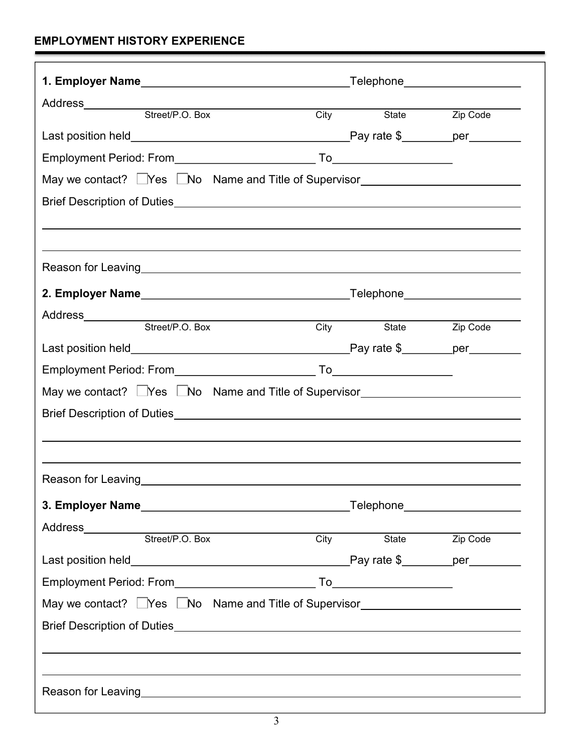## EMPLOYMENT HISTORY EXPERIENCE

**1. Employer Name**\_\_\_\_\_\_\_\_\_\_\_\_\_\_\_\_\_\_\_\_\_\_\_\_\_\_\_\_\_\_\_\_\_\_Telephone\_\_\_\_\_\_\_\_\_\_\_\_\_\_\_\_\_\_\_\_

Address\_\_\_\_\_\_\_\_\_\_\_\_\_\_\_\_\_\_\_\_\_\_\_\_\_\_\_\_\_\_\_\_\_\_\_\_\_\_\_\_\_\_\_\_\_\_\_\_\_\_\_\_\_\_\_\_\_\_\_\_\_\_\_\_\_\_\_\_\_\_\_\_\_\_\_\_
Street/P.O. Box City State Zip Code

Last position held\_\_\_\_\_\_\_\_\_\_\_\_\_\_\_\_\_\_\_\_\_\_\_\_\_\_\_\_\_\_\_\_\_\_\_\_Pay rate $\_\_\_\_\_\_\_\_\_per\_\_\_\_\_\_\_\_\_

Employment Period: From\_\_\_\_\_\_\_\_\_\_\_\_\_\_\_\_\_\_\_\_\_\_\_ To\_\_\_\_\_\_\_\_\_\_\_\_\_\_\_\_\_\_\_\_

May we contact? ☐ Yes ☐ No Name and Title of Supervisor\_\_\_\_\_\_\_\_\_\_\_\_\_\_\_\_\_\_\_\_\_\_\_\_\_\_

Brief Description of Duties\_\_\_\_\_\_\_\_\_\_\_\_\_\_\_\_\_\_\_\_\_\_\_\_\_\_\_\_\_\_\_\_\_\_\_\_\_\_\_\_\_\_\_\_\_\_\_\_\_\_\_\_\_\_\_\_\_\_\_\_

\_\_\_\_\_\_\_\_\_\_\_\_\_\_\_\_\_\_\_\_\_\_\_\_\_\_\_\_\_\_\_\_\_\_\_\_\_\_\_\_\_\_\_\_\_\_\_\_\_\_\_\_\_\_\_\_\_\_\_\_\_\_\_\_\_\_\_\_\_\_\_\_\_\_\_\_\_\_\_\_\_\_

\_\_\_\_\_\_\_\_\_\_\_\_\_\_\_\_\_\_\_\_\_\_\_\_\_\_\_\_\_\_\_\_\_\_\_\_\_\_\_\_\_\_\_\_\_\_\_\_\_\_\_\_\_\_\_\_\_\_\_\_\_\_\_\_\_\_\_\_\_\_\_\_\_\_\_\_\_\_\_\_\_\_

Reason for Leaving\_\_\_\_\_\_\_\_\_\_\_\_\_\_\_\_\_\_\_\_\_\_\_\_\_\_\_\_\_\_\_\_\_\_\_\_\_\_\_\_\_\_\_\_\_\_\_\_\_\_\_\_\_\_\_\_\_\_\_\_\_\_\_\_

**2. Employer Name**\_\_\_\_\_\_\_\_\_\_\_\_\_\_\_\_\_\_\_\_\_\_\_\_\_\_\_\_\_\_\_\_\_\_Telephone\_\_\_\_\_\_\_\_\_\_\_\_\_\_\_\_\_\_\_\_

Address\_\_\_\_\_\_\_\_\_\_\_\_\_\_\_\_\_\_\_\_\_\_\_\_\_\_\_\_\_\_\_\_\_\_\_\_\_\_\_\_\_\_\_\_\_\_\_\_\_\_\_\_\_\_\_\_\_\_\_\_\_\_\_\_\_\_\_\_\_\_\_\_\_\_\_\_
Street/P.O. Box City State Zip Code

Last position held\_\_\_\_\_\_\_\_\_\_\_\_\_\_\_\_\_\_\_\_\_\_\_\_\_\_\_\_\_\_\_\_\_\_\_\_Pay rate $\_\_\_\_\_\_\_\_\_per\_\_\_\_\_\_\_\_\_

Employment Period: From\_\_\_\_\_\_\_\_\_\_\_\_\_\_\_\_\_\_\_\_\_\_\_ To\_\_\_\_\_\_\_\_\_\_\_\_\_\_\_\_\_\_\_\_

May we contact? ☐ Yes ☐ No Name and Title of Supervisor\_\_\_\_\_\_\_\_\_\_\_\_\_\_\_\_\_\_\_\_\_\_\_\_\_\_

Brief Description of Duties\_\_\_\_\_\_\_\_\_\_\_\_\_\_\_\_\_\_\_\_\_\_\_\_\_\_\_\_\_\_\_\_\_\_\_\_\_\_\_\_\_\_\_\_\_\_\_\_\_\_\_\_\_\_\_\_\_\_\_\_

\_\_\_\_\_\_\_\_\_\_\_\_\_\_\_\_\_\_\_\_\_\_\_\_\_\_\_\_\_\_\_\_\_\_\_\_\_\_\_\_\_\_\_\_\_\_\_\_\_\_\_\_\_\_\_\_\_\_\_\_\_\_\_\_\_\_\_\_\_\_\_\_\_\_\_\_\_\_\_\_\_\_

\_\_\_\_\_\_\_\_\_\_\_\_\_\_\_\_\_\_\_\_\_\_\_\_\_\_\_\_\_\_\_\_\_\_\_\_\_\_\_\_\_\_\_\_\_\_\_\_\_\_\_\_\_\_\_\_\_\_\_\_\_\_\_\_\_\_\_\_\_\_\_\_\_\_\_\_\_\_\_\_\_\_

Reason for Leaving\_\_\_\_\_\_\_\_\_\_\_\_\_\_\_\_\_\_\_\_\_\_\_\_\_\_\_\_\_\_\_\_\_\_\_\_\_\_\_\_\_\_\_\_\_\_\_\_\_\_\_\_\_\_\_\_\_\_\_\_\_\_\_\_

**3. Employer Name**\_\_\_\_\_\_\_\_\_\_\_\_\_\_\_\_\_\_\_\_\_\_\_\_\_\_\_\_\_\_\_\_\_\_Telephone\_\_\_\_\_\_\_\_\_\_\_\_\_\_\_\_\_\_\_\_

Address\_\_\_\_\_\_\_\_\_\_\_\_\_\_\_\_\_\_\_\_\_\_\_\_\_\_\_\_\_\_\_\_\_\_\_\_\_\_\_\_\_\_\_\_\_\_\_\_\_\_\_\_\_\_\_\_\_\_\_\_\_\_\_\_\_\_\_\_\_\_\_\_\_\_\_\_
Street/P.O. Box City State Zip Code

Last position held\_\_\_\_\_\_\_\_\_\_\_\_\_\_\_\_\_\_\_\_\_\_\_\_\_\_\_\_\_\_\_\_\_\_\_\_Pay rate $\_\_\_\_\_\_\_\_\_per\_\_\_\_\_\_\_\_\_

Employment Period: From\_\_\_\_\_\_\_\_\_\_\_\_\_\_\_\_\_\_\_\_\_\_\_ To\_\_\_\_\_\_\_\_\_\_\_\_\_\_\_\_\_\_\_\_

May we contact? ☐ Yes ☐ No Name and Title of Supervisor\_\_\_\_\_\_\_\_\_\_\_\_\_\_\_\_\_\_\_\_\_\_\_\_\_\_

Brief Description of Duties\_\_\_\_\_\_\_\_\_\_\_\_\_\_\_\_\_\_\_\_\_\_\_\_\_\_\_\_\_\_\_\_\_\_\_\_\_\_\_\_\_\_\_\_\_\_\_\_\_\_\_\_\_\_\_\_\_\_\_\_

\_\_\_\_\_\_\_\_\_\_\_\_\_\_\_\_\_\_\_\_\_\_\_\_\_\_\_\_\_\_\_\_\_\_\_\_\_\_\_\_\_\_\_\_\_\_\_\_\_\_\_\_\_\_\_\_\_\_\_\_\_\_\_\_\_\_\_\_\_\_\_\_\_\_\_\_\_\_\_\_\_\_

\_\_\_\_\_\_\_\_\_\_\_\_\_\_\_\_\_\_\_\_\_\_\_\_\_\_\_\_\_\_\_\_\_\_\_\_\_\_\_\_\_\_\_\_\_\_\_\_\_\_\_\_\_\_\_\_\_\_\_\_\_\_\_\_\_\_\_\_\_\_\_\_\_\_\_\_\_\_\_\_\_\_

Reason for Leaving\_\_\_\_\_\_\_\_\_\_\_\_\_\_\_\_\_\_\_\_\_\_\_\_\_\_\_\_\_\_\_\_\_\_\_\_\_\_\_\_\_\_\_\_\_\_\_\_\_\_\_\_\_\_\_\_\_\_\_\_\_\_\_\_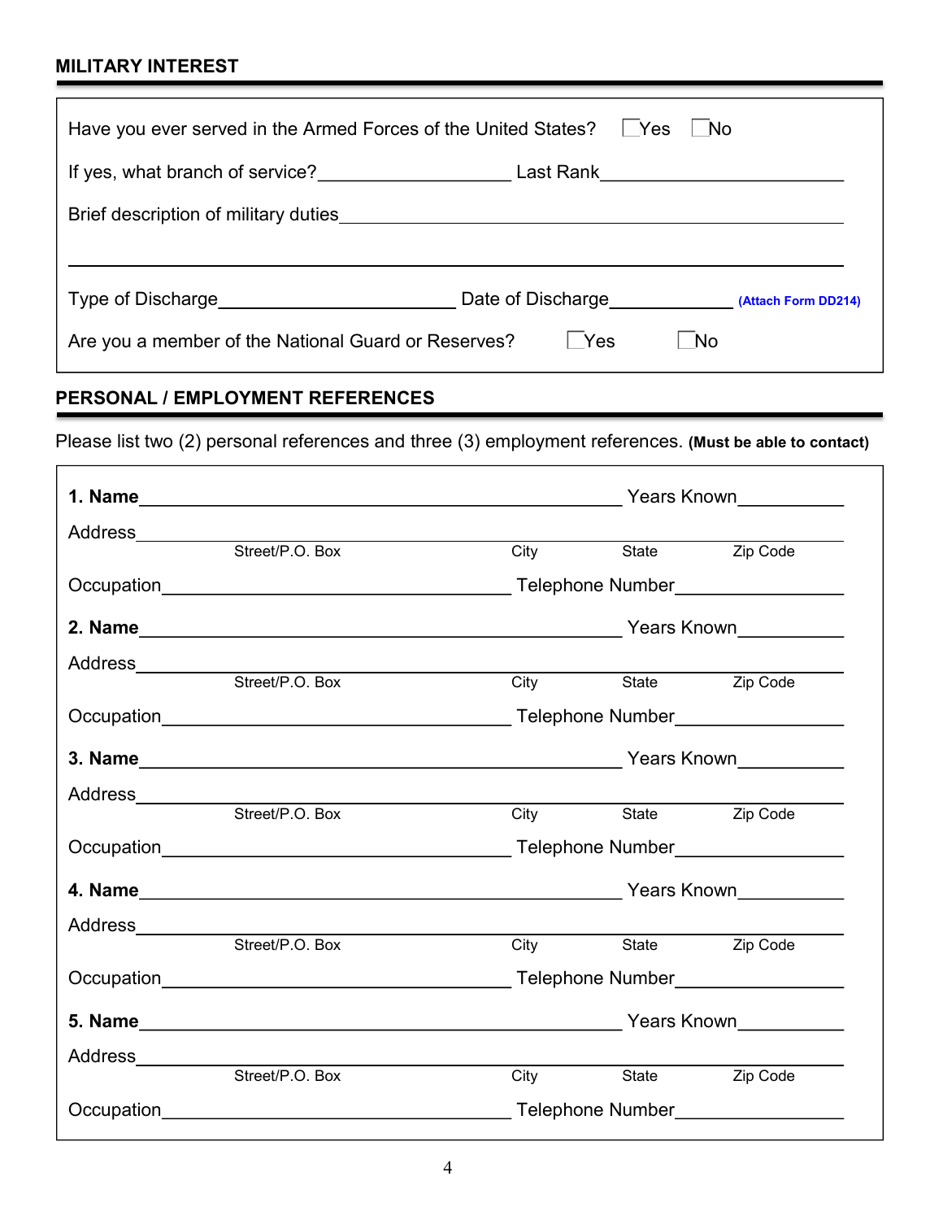## MILITARY INTEREST

Have you ever served in the Armed Forces of the United States? ☐ Yes ☐ No

If yes, what branch of service?____________________ Last Rank________________________

Brief description of military duties__________________________________________________

_____________________________________________________________________________

Type of Discharge________________________ Date of Discharge_____________ **(Attach Form DD214)**

Are you a member of the National Guard or Reserves? ☐ Yes ☐ No

## PERSONAL / EMPLOYMENT REFERENCES

Please list two (2) personal references and three (3) employment references. **(Must be able to contact)**

**1. Name**_____________________________________________ Years Known___________

Address_____________________________________________________________________
Street/P.O. Box City State Zip Code

Occupation_________________________________ Telephone Number_________________

**2. Name**_____________________________________________ Years Known___________

Address_____________________________________________________________________
Street/P.O. Box City State Zip Code

Occupation_________________________________ Telephone Number_________________

**3. Name**_____________________________________________ Years Known___________

Address_____________________________________________________________________
Street/P.O. Box City State Zip Code

Occupation_________________________________ Telephone Number_________________

**4. Name**_____________________________________________ Years Known___________

Address_____________________________________________________________________
Street/P.O. Box City State Zip Code

Occupation_________________________________ Telephone Number_________________

**5. Name**_____________________________________________ Years Known___________

Address_____________________________________________________________________
Street/P.O. Box City State Zip Code

Occupation_________________________________ Telephone Number_________________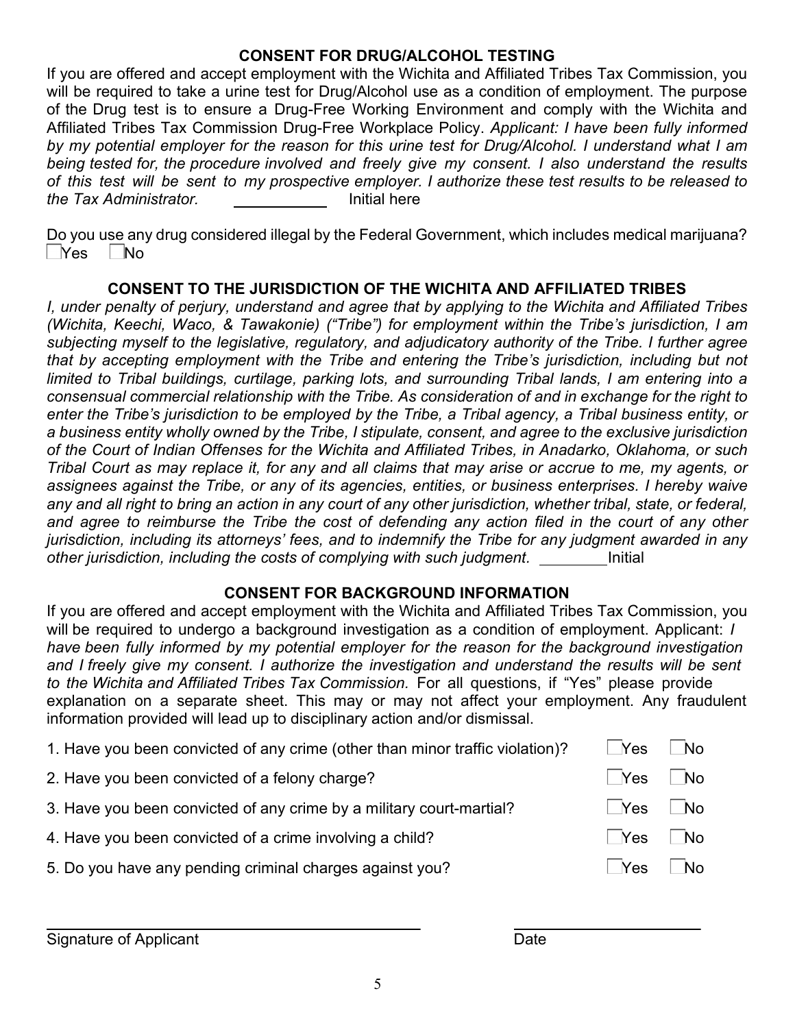## CONSENT FOR DRUG/ALCOHOL TESTING

If you are offered and accept employment with the Wichita and Affiliated Tribes Tax Commission, you will be required to take a urine test for Drug/Alcohol use as a condition of employment. The purpose of the Drug test is to ensure a Drug-Free Working Environment and comply with the Wichita and Affiliated Tribes Tax Commission Drug-Free Workplace Policy. *Applicant: I have been fully informed by my potential employer for the reason for this urine test for Drug/Alcohol. I understand what I am being tested for, the procedure involved and freely give my consent. I also understand the results of this test will be sent to my prospective employer. I authorize these test results to be released to the Tax Administrator.* __________ Initial here

Do you use any drug considered illegal by the Federal Government, which includes medical marijuana?
☐ Yes ☐ No

## CONSENT TO THE JURISDICTION OF THE WICHITA AND AFFILIATED TRIBES

*I, under penalty of perjury, understand and agree that by applying to the Wichita and Affiliated Tribes (Wichita, Keechi, Waco, & Tawakonie) ("Tribe") for employment within the Tribe's jurisdiction, I am subjecting myself to the legislative, regulatory, and adjudicatory authority of the Tribe. I further agree that by accepting employment with the Tribe and entering the Tribe's jurisdiction, including but not limited to Tribal buildings, curtilage, parking lots, and surrounding Tribal lands, I am entering into a consensual commercial relationship with the Tribe. As consideration of and in exchange for the right to enter the Tribe's jurisdiction to be employed by the Tribe, a Tribal agency, a Tribal business entity, or a business entity wholly owned by the Tribe, I stipulate, consent, and agree to the exclusive jurisdiction of the Court of Indian Offenses for the Wichita and Affiliated Tribes, in Anadarko, Oklahoma, or such Tribal Court as may replace it, for any and all claims that may arise or accrue to me, my agents, or assignees against the Tribe, or any of its agencies, entities, or business enterprises. I hereby waive any and all right to bring an action in any court of any other jurisdiction, whether tribal, state, or federal, and agree to reimburse the Tribe the cost of defending any action filed in the court of any other jurisdiction, including its attorneys' fees, and to indemnify the Tribe for any judgment awarded in any other jurisdiction, including the costs of complying with such judgment.* ________ Initial

## CONSENT FOR BACKGROUND INFORMATION

If you are offered and accept employment with the Wichita and Affiliated Tribes Tax Commission, you will be required to undergo a background investigation as a condition of employment. Applicant: *I have been fully informed by my potential employer for the reason for the background investigation and I freely give my consent. I authorize the investigation and understand the results will be sent to the Wichita and Affiliated Tribes Tax Commission.* For all questions, if "Yes" please provide explanation on a separate sheet. This may or may not affect your employment. Any fraudulent information provided will lead up to disciplinary action and/or dismissal.

1. Have you been convicted of any crime (other than minor traffic violation)? ☐ Yes ☐ No
2. Have you been convicted of a felony charge? ☐ Yes ☐ No
3. Have you been convicted of any crime by a military court-martial? ☐ Yes ☐ No
4. Have you been convicted of a crime involving a child? ☐ Yes ☐ No
5. Do you have any pending criminal charges against you? ☐ Yes ☐ No

______________________________ ____________________
Signature of Applicant Date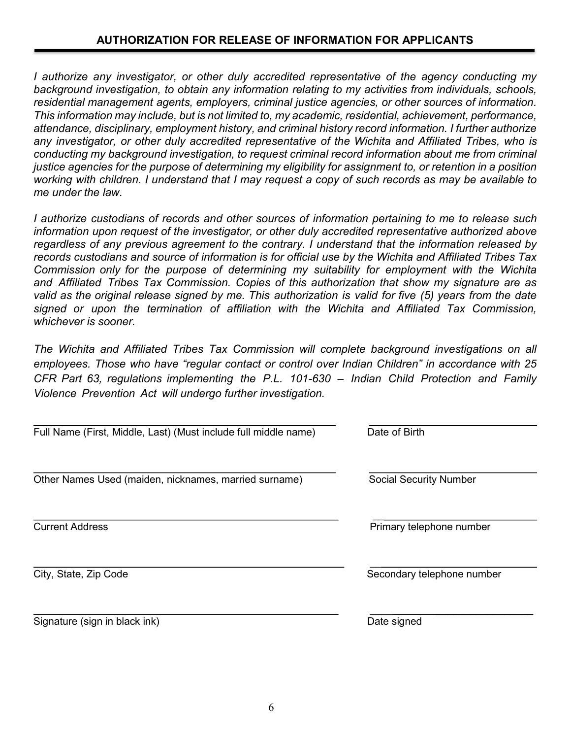## AUTHORIZATION FOR RELEASE OF INFORMATION FOR APPLICANTS

*I authorize any investigator, or other duly accredited representative of the agency conducting my background investigation, to obtain any information relating to my activities from individuals, schools, residential management agents, employers, criminal justice agencies, or other sources of information. This information may include, but is not limited to, my academic, residential, achievement, performance, attendance, disciplinary, employment history, and criminal history record information. I further authorize any investigator, or other duly accredited representative of the Wichita and Affiliated Tribes, who is conducting my background investigation, to request criminal record information about me from criminal justice agencies for the purpose of determining my eligibility for assignment to, or retention in a position working with children. I understand that I may request a copy of such records as may be available to me under the law.*

*I authorize custodians of records and other sources of information pertaining to me to release such information upon request of the investigator, or other duly accredited representative authorized above regardless of any previous agreement to the contrary. I understand that the information released by records custodians and source of information is for official use by the Wichita and Affiliated Tribes Tax Commission only for the purpose of determining my suitability for employment with the Wichita and Affiliated Tribes Tax Commission. Copies of this authorization that show my signature are as valid as the original release signed by me. This authorization is valid for five (5) years from the date signed or upon the termination of affiliation with the Wichita and Affiliated Tax Commission, whichever is sooner.*

*The Wichita and Affiliated Tribes Tax Commission will complete background investigations on all employees. Those who have "regular contact or control over Indian Children" in accordance with 25 CFR Part 63, regulations implementing the P.L. 101-630 – Indian Child Protection and Family Violence Prevention Act will undergo further investigation.*

______________________________________________ ______________________

Full Name (First, Middle, Last) (Must include full middle name) Date of Birth

______________________________________________ ______________________

Other Names Used (maiden, nicknames, married surname) Social Security Number

______________________________________________ ______________________

Current Address Primary telephone number

______________________________________________ ______________________

City, State, Zip Code Secondary telephone number

______________________________________________ ______________________

Signature (sign in black ink) Date signed